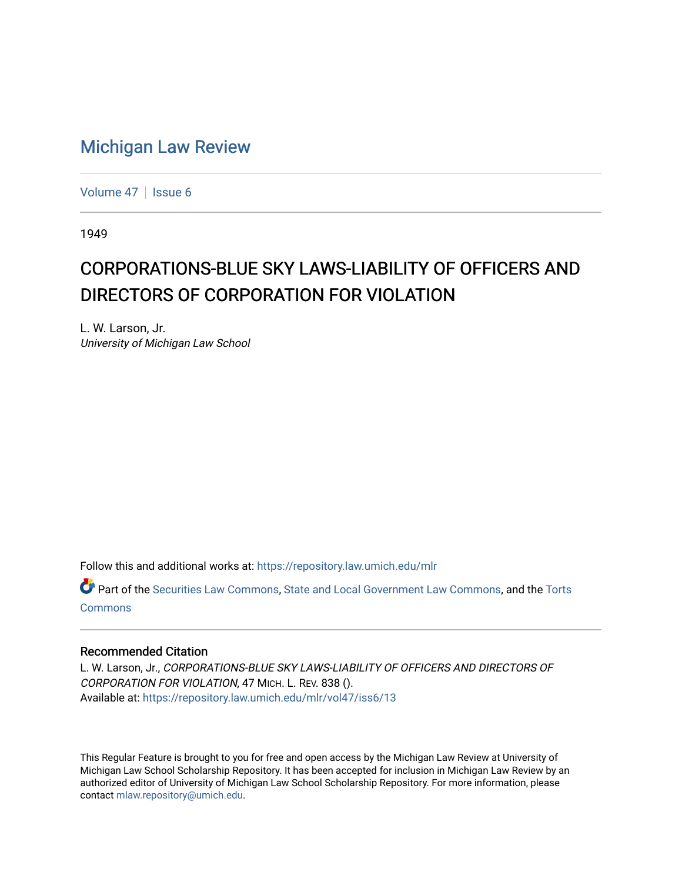# Michigan Law Review

Volume 47 | Issue 6

1949

## CORPORATIONS-BLUE SKY LAWS-LIABILITY OF OFFICERS AND DIRECTORS OF CORPORATION FOR VIOLATION

L. W. Larson, Jr.
*University of Michigan Law School*

Follow this and additional works at: https://repository.law.umich.edu/mlr

Part of the Securities Law Commons, State and Local Government Law Commons, and the Torts Commons

### Recommended Citation

L. W. Larson, Jr., *CORPORATIONS-BLUE SKY LAWS-LIABILITY OF OFFICERS AND DIRECTORS OF CORPORATION FOR VIOLATION*, 47 MICH. L. REV. 838 ().
Available at: https://repository.law.umich.edu/mlr/vol47/iss6/13

This Regular Feature is brought to you for free and open access by the Michigan Law Review at University of Michigan Law School Scholarship Repository. It has been accepted for inclusion in Michigan Law Review by an authorized editor of University of Michigan Law School Scholarship Repository. For more information, please contact mlaw.repository@umich.edu.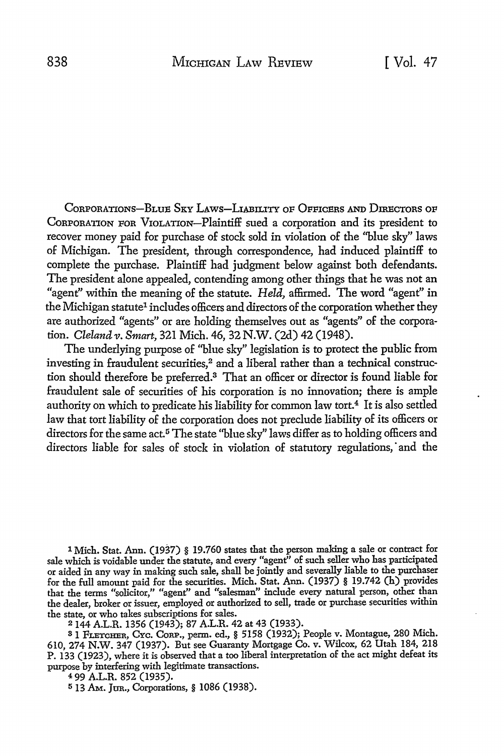CORPORATIONS—BLUE SKY LAWS—LIABILITY OF OFFICERS AND DIRECTORS OF CORPORATION FOR VIOLATION—Plaintiff sued a corporation and its president to recover money paid for purchase of stock sold in violation of the "blue sky" laws of Michigan. The president, through correspondence, had induced plaintiff to complete the purchase. Plaintiff had judgment below against both defendants. The president alone appealed, contending among other things that he was not an "agent" within the meaning of the statute. *Held,* affirmed. The word "agent" in the Michigan statute[1] includes officers and directors of the corporation whether they are authorized "agents" or are holding themselves out as "agents" of the corporation. *Cleland v. Smart,* 321 Mich. 46, 32 N.W. (2d) 42 (1948).

The underlying purpose of "blue sky" legislation is to protect the public from investing in fraudulent securities,[2] and a liberal rather than a technical construction should therefore be preferred.[3] That an officer or director is found liable for fraudulent sale of securities of his corporation is no innovation; there is ample authority on which to predicate his liability for common law tort.[4] It is also settled law that tort liability of the corporation does not preclude liability of its officers or directors for the same act.[5] The state "blue sky" laws differ as to holding officers and directors liable for sales of stock in violation of statutory regulations, and the

---

[1] Mich. Stat. Ann. (1937) § 19.760 states that the person making a sale or contract for sale which is voidable under the statute, and every "agent" of such seller who has participated or aided in any way in making such sale, shall be jointly and severally liable to the purchaser for the full amount paid for the securities. Mich. Stat. Ann. (1937) § 19.742 (h) provides that the terms "solicitor," "agent" and "salesman" include every natural person, other than the dealer, broker or issuer, employed or authorized to sell, trade or purchase securities within the state, or who takes subscriptions for sales.

[2] 144 A.L.R. 1356 (1943); 87 A.L.R. 42 at 43 (1933).

[3] 1 FLETCHER, CYC. CORP., perm. ed., § 5158 (1932); People v. Montague, 280 Mich. 610, 274 N.W. 347 (1937). But see Guaranty Mortgage Co. v. Wilcox, 62 Utah 184, 218 P. 133 (1923), where it is observed that a too liberal interpretation of the act might defeat its purpose by interfering with legitimate transactions.

[4] 99 A.L.R. 852 (1935).

[5] 13 AM. JUR., Corporations, § 1086 (1938).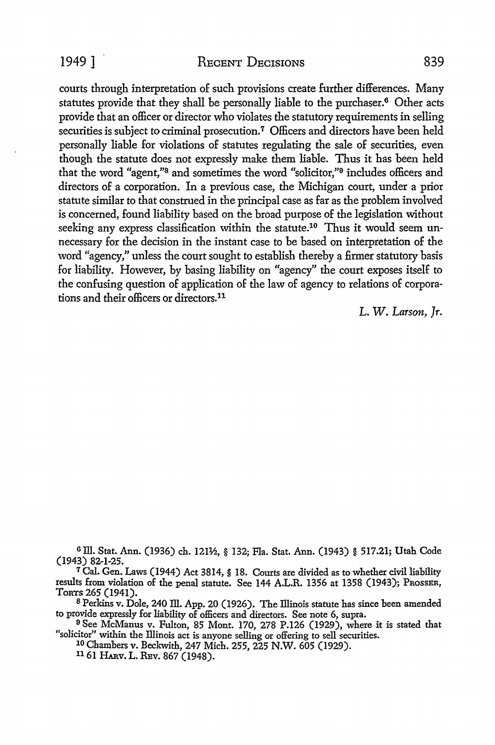courts through interpretation of such provisions create further differences. Many statutes provide that they shall be personally liable to the purchaser.[6] Other acts provide that an officer or director who violates the statutory requirements in selling securities is subject to criminal prosecution.[7] Officers and directors have been held personally liable for violations of statutes regulating the sale of securities, even though the statute does not expressly make them liable. Thus it has been held that the word "agent,"[8] and sometimes the word "solicitor,"[9] includes officers and directors of a corporation. In a previous case, the Michigan court, under a prior statute similar to that construed in the principal case as far as the problem involved is concerned, found liability based on the broad purpose of the legislation without seeking any express classification within the statute.[10] Thus it would seem unnecessary for the decision in the instant case to be based on interpretation of the word "agency," unless the court sought to establish thereby a firmer statutory basis for liability. However, by basing liability on "agency" the court exposes itself to the confusing question of application of the law of agency to relations of corporations and their officers or directors.[11]

*L. W. Larson, Jr.*

---

[6] Ill. Stat. Ann. (1936) ch. 121½, § 132; Fla. Stat. Ann. (1943) § 517.21; Utah Code (1943) 82-1-25.

[7] Cal. Gen. Laws (1944) Act 3814, § 18. Courts are divided as to whether civil liability results from violation of the penal statute. See 144 A.L.R. 1356 at 1358 (1943); PROSSER, TORTS 265 (1941).

[8] Perkins v. Dole, 240 Ill. App. 20 (1926). The Illinois statute has since been amended to provide expressly for liability of officers and directors. See note 6, supra.

[9] See McManus v. Fulton, 85 Mont. 170, 278 P.126 (1929), where it is stated that "solicitor" within the Illinois act is anyone selling or offering to sell securities.

[10] Chambers v. Beckwith, 247 Mich. 255, 225 N.W. 605 (1929).

[11] 61 HARV. L. REV. 867 (1948).